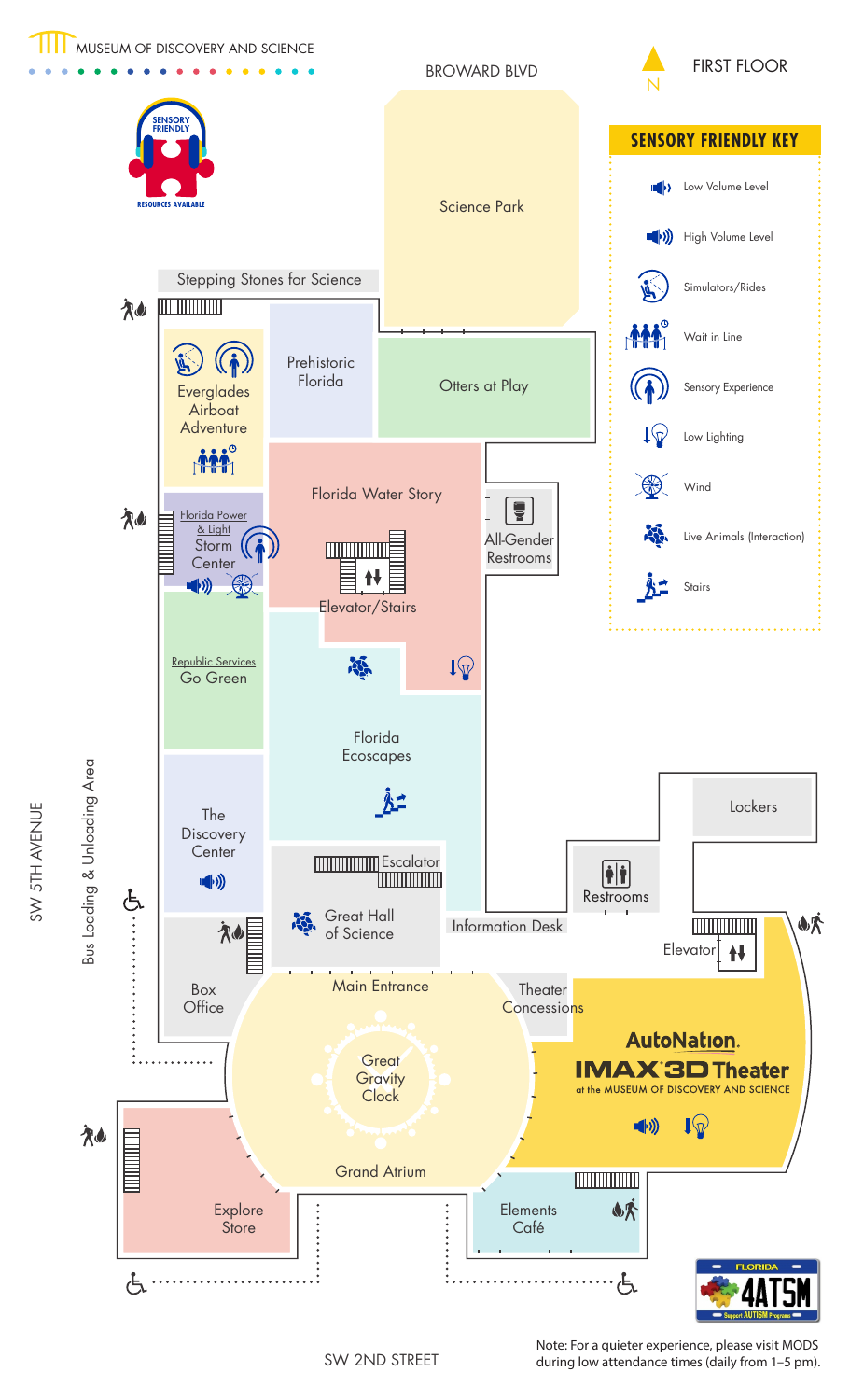# MUSEUM OF DISCOVERY AND SCIENCE

## FIRST FLOOR

SENSORY FRIENDLY
RESOURCES AVAILABLE

### SENSORY FRIENDLY KEY

- Low Volume Level
- High Volume Level
- Simulators/Rides
- Wait in Line
- Sensory Experience
- Low Lighting
- Wind
- Live Animals (Interaction)
- Stairs

BROWARD BLVD

N

Science Park

Stepping Stones for Science

Prehistoric Florida

Otters at Play

Everglades Airboat Adventure

Florida Water Story

All-Gender Restrooms

Florida Power & Light Storm Center

Elevator/Stairs

Republic Services Go Green

Florida Ecoscapes

The Discovery Center

Escalator

Great Hall of Science

Lockers

Restrooms

Information Desk

Elevator

Box Office

Main Entrance

Theater Concessions

AutoNation IMAX 3D Theater at the MUSEUM OF DISCOVERY AND SCIENCE

Great Gravity Clock

Grand Atrium

Explore Store

Elements Café

SW 5TH AVENUE

Bus Loading & Unloading Area

SW 2ND STREET

FLORIDA 4ATSM Support AUTISM Programs

Note: For a quieter experience, please visit MODS during low attendance times (daily from 1–5 pm).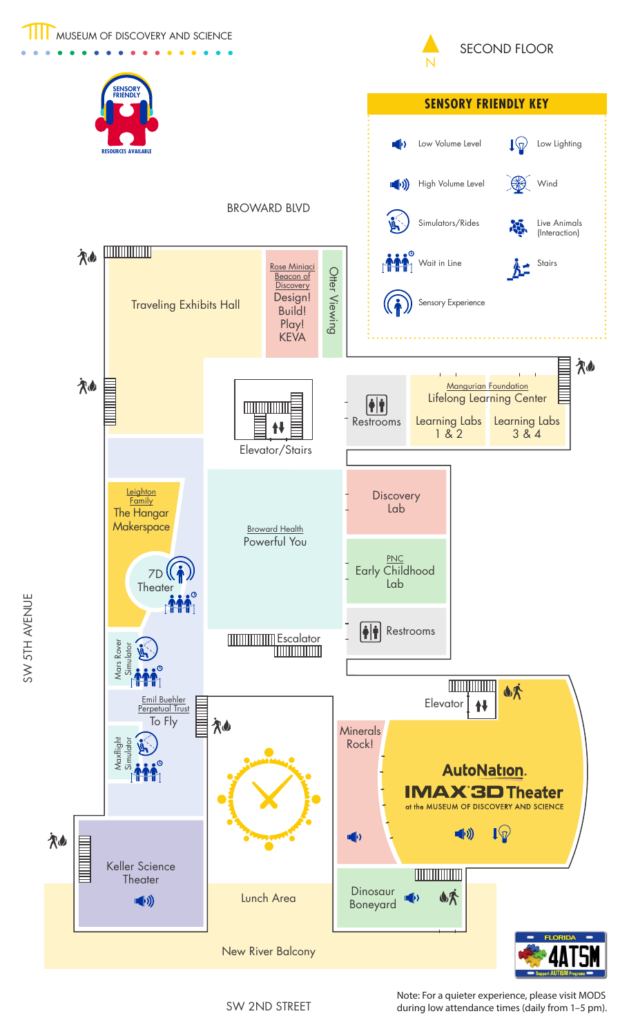MUSEUM OF DISCOVERY AND SCIENCE

SECOND FLOOR

N

SENSORY FRIENDLY

RESOURCES AVAILABLE

## SENSORY FRIENDLY KEY

- Low Volume Level
- Low Lighting
- High Volume Level
- Wind
- Simulators/Rides
- Live Animals (Interaction)
- Wait in Line
- Stairs
- Sensory Experience

BROWARD BLVD

Traveling Exhibits Hall

Rose Miniaci Beacon of Discovery
Design! Build! Play! KEVA

Otter Viewing

Elevator/Stairs

Restrooms

Mangurian Foundation
Lifelong Learning Center
Learning Labs 1 & 2
Learning Labs 3 & 4

Leighton Family
The Hangar Makerspace

7D Theater

Broward Health
Powerful You

Discovery Lab

PNC
Early Childhood Lab

Restrooms

Escalator

Mars Rover Simulator

Emil Buehler Perpetual Trust
To Fly

Maxflight Simulator

Elevator

Minerals Rock!

AutoNation.
IMAX 3D Theater
at the MUSEUM OF DISCOVERY AND SCIENCE

Keller Science Theater

Lunch Area

Dinosaur Boneyard

New River Balcony

SW 5TH AVENUE

SW 2ND STREET

FLORIDA
4ATSM
Support AUTISM Programs

Note: For a quieter experience, please visit MODS during low attendance times (daily from 1–5 pm).